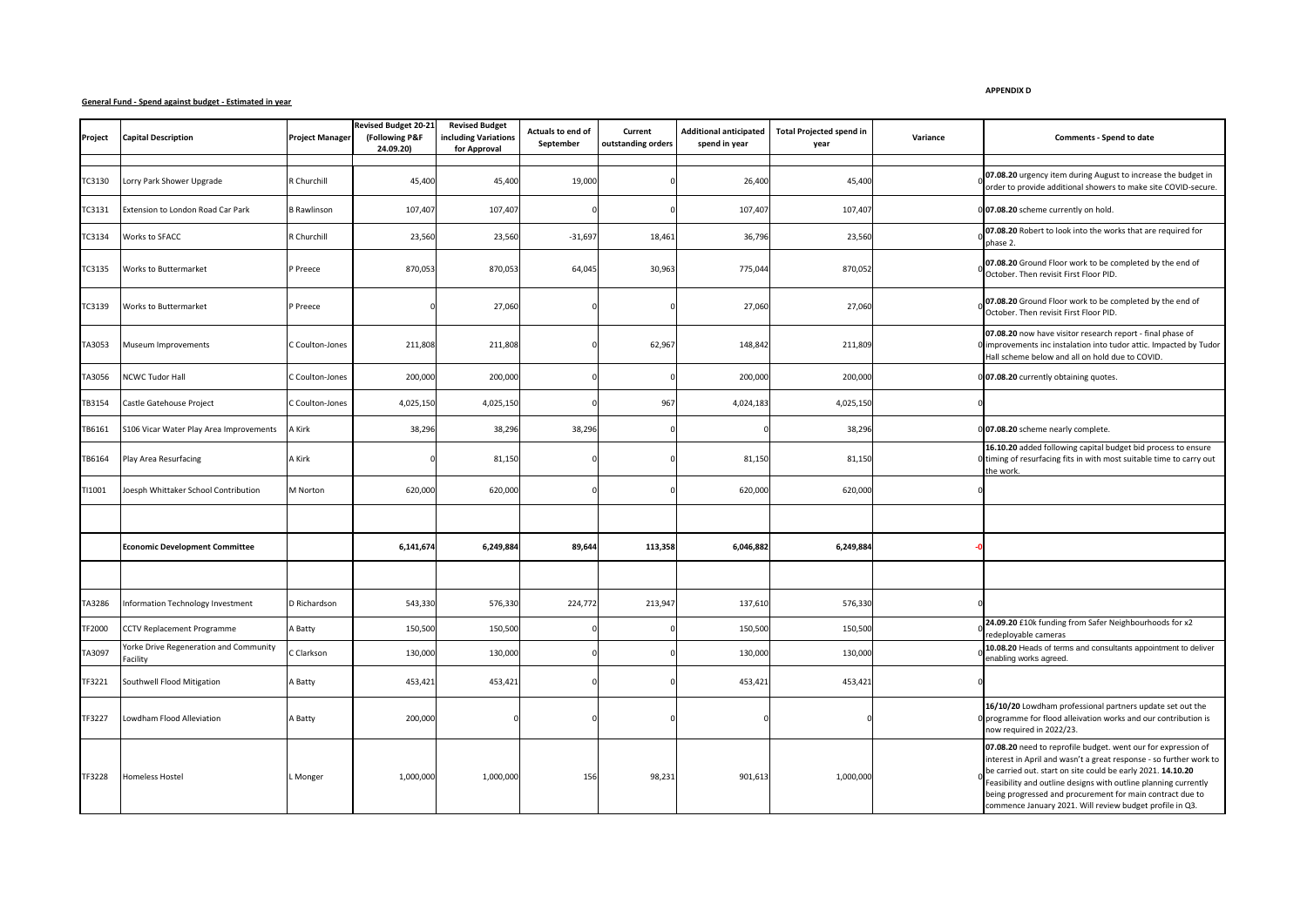APPENDIX D

**General Fund - Spend against budget - Estimated in year**

| Project | Capital Description | Project Manager | Revised Budget 20-21 (Following P&F 24.09.20) | Revised Budget including Variations for Approval | Actuals to end of September | Current outstanding orders | Additional anticipated spend in year | Total Projected spend in year | Variance | Comments - Spend to date |
|---|---|---|---|---|---|---|---|---|---|---|
| TC3130 | Lorry Park Shower Upgrade | R Churchill | 45,400 | 45,400 | 19,000 | 0 | 26,400 | 45,400 | 0 | **07.08.20** urgency item during August to increase the budget in order to provide additional showers to make site COVID-secure. |
| TC3131 | Extension to London Road Car Park | B Rawlinson | 107,407 | 107,407 | 0 | 0 | 107,407 | 107,407 | 0 | **07.08.20** scheme currently on hold. |
| TC3134 | Works to SFACC | R Churchill | 23,560 | 23,560 | -31,697 | 18,461 | 36,796 | 23,560 | 0 | **07.08.20** Robert to look into the works that are required for phase 2. |
| TC3135 | Works to Buttermarket | P Preece | 870,053 | 870,053 | 64,045 | 30,963 | 775,044 | 870,052 | 0 | **07.08.20** Ground Floor work to be completed by the end of October. Then revisit First Floor PID. |
| TC3139 | Works to Buttermarket | P Preece | 0 | 27,060 | 0 | 0 | 27,060 | 27,060 | 0 | **07.08.20** Ground Floor work to be completed by the end of October. Then revisit First Floor PID. |
| TA3053 | Museum Improvements | C Coulton-Jones | 211,808 | 211,808 | 0 | 62,967 | 148,842 | 211,809 | 0 | **07.08.20** now have visitor research report - final phase of improvements inc instalation into tudor attic. Impacted by Tudor Hall scheme below and all on hold due to COVID. |
| TA3056 | NCWC Tudor Hall | C Coulton-Jones | 200,000 | 200,000 | 0 | 0 | 200,000 | 200,000 | 0 | **07.08.20** currently obtaining quotes. |
| TB3154 | Castle Gatehouse Project | C Coulton-Jones | 4,025,150 | 4,025,150 | 0 | 967 | 4,024,183 | 4,025,150 | 0 | |
| TB6161 | S106 Vicar Water Play Area Improvements | A Kirk | 38,296 | 38,296 | 38,296 | 0 | 0 | 38,296 | 0 | **07.08.20** scheme nearly complete. |
| TB6164 | Play Area Resurfacing | A Kirk | 0 | 81,150 | 0 | 0 | 81,150 | 81,150 | 0 | **16.10.20** added following capital budget bid process to ensure timing of resurfacing fits in with most suitable time to carry out the work. |
| TI1001 | Joesph Whittaker School Contribution | M Norton | 620,000 | 620,000 | 0 | 0 | 620,000 | 620,000 | 0 | |
| | | | | | | | | | | |
| | **Economic Development Committee** | | **6,141,674** | **6,249,884** | **89,644** | **113,358** | **6,046,882** | **6,249,884** | **-0** | |
| | | | | | | | | | | |
| TA3286 | Information Technology Investment | D Richardson | 543,330 | 576,330 | 224,772 | 213,947 | 137,610 | 576,330 | 0 | |
| TF2000 | CCTV Replacement Programme | A Batty | 150,500 | 150,500 | 0 | 0 | 150,500 | 150,500 | 0 | **24.09.20** £10k funding from Safer Neighbourhoods for x2 redeployable cameras |
| TA3097 | Yorke Drive Regeneration and Community Facility | C Clarkson | 130,000 | 130,000 | 0 | 0 | 130,000 | 130,000 | 0 | **10.08.20** Heads of terms and consultants appointment to deliver enabling works agreed. |
| TF3221 | Southwell Flood Mitigation | A Batty | 453,421 | 453,421 | 0 | 0 | 453,421 | 453,421 | 0 | |
| TF3227 | Lowdham Flood Alleviation | A Batty | 200,000 | 0 | 0 | 0 | 0 | 0 | 0 | **16/10/20** Lowdham professional partners update set out the programme for flood alleivation works and our contribution is now required in 2022/23. |
| TF3228 | Homeless Hostel | L Monger | 1,000,000 | 1,000,000 | 156 | 98,231 | 901,613 | 1,000,000 | 0 | **07.08.20** need to reprofile budget. went our for expression of interest in April and wasn't a great response - so further work to be carried out. start on site could be early 2021. **14.10.20** Feasibility and outline designs with outline planning currently being progressed and procurement for main contract due to commence January 2021. Will review budget profile in Q3. |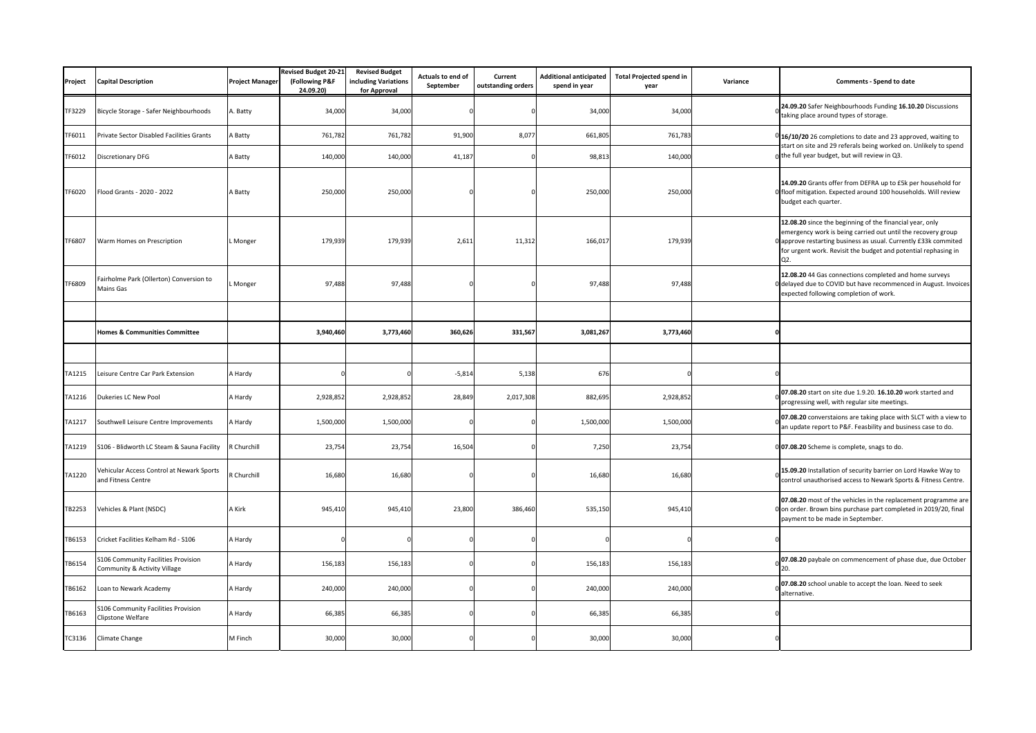| Project | Capital Description | Project Manager | Revised Budget 20-21 (Following P&F 24.09.20) | Revised Budget including Variations for Approval | Actuals to end of September | Current outstanding orders | Additional anticipated spend in year | Total Projected spend in year | Variance | Comments - Spend to date |
|---|---|---|---|---|---|---|---|---|---|---|
| TF3229 | Bicycle Storage - Safer Neighbourhoods | A. Batty | 34,000 | 34,000 | 0 | 0 | 34,000 | 34,000 | 0 | **24.09.20** Safer Neighbourhoods Funding **16.10.20** Discussions taking place around types of storage. |
| TF6011 | Private Sector Disabled Facilities Grants | A Batty | 761,782 | 761,782 | 91,900 | 8,077 | 661,805 | 761,783 | 0 | **16/10/20** 26 completions to date and 23 approved, waiting to start on site and 29 referals being worked on. Unlikely to spend the full year budget, but will review in Q3. |
| TF6012 | Discretionary DFG | A Batty | 140,000 | 140,000 | 41,187 | 0 | 98,813 | 140,000 | 0 | |
| TF6020 | Flood Grants - 2020 - 2022 | A Batty | 250,000 | 250,000 | 0 | 0 | 250,000 | 250,000 | 0 | **14.09.20** Grants offer from DEFRA up to £5k per household for floof mitigation. Expected around 100 households. Will review budget each quarter. |
| TF6807 | Warm Homes on Prescription | L Monger | 179,939 | 179,939 | 2,611 | 11,312 | 166,017 | 179,939 | 0 | **12.08.20** since the beginning of the financial year, only emergency work is being carried out until the recovery group approve restarting business as usual. Currently £33k commited for urgent work. Revisit the budget and potential rephasing in Q2. |
| TF6809 | Fairholme Park (Ollerton) Conversion to Mains Gas | L Monger | 97,488 | 97,488 | 0 | 0 | 97,488 | 97,488 | 0 | **12.08.20** 44 Gas connections completed and home surveys delayed due to COVID but have recommenced in August. Invoices expected following completion of work. |
| | | | | | | | | | | |
| | **Homes & Communities Committee** | | **3,940,460** | **3,773,460** | **360,626** | **331,567** | **3,081,267** | **3,773,460** | **0** | |
| | | | | | | | | | | |
| TA1215 | Leisure Centre Car Park Extension | A Hardy | 0 | 0 | -5,814 | 5,138 | 676 | 0 | 0 | |
| TA1216 | Dukeries LC New Pool | A Hardy | 2,928,852 | 2,928,852 | 28,849 | 2,017,308 | 882,695 | 2,928,852 | 0 | **07.08.20** start on site due 1.9.20. **16.10.20** work started and progressing well, with regular site meetings. |
| TA1217 | Southwell Leisure Centre Improvements | A Hardy | 1,500,000 | 1,500,000 | 0 | 0 | 1,500,000 | 1,500,000 | 0 | **07.08.20** converstaions are taking place with SLCT with a view to an update report to P&F. Feasbility and business case to do. |
| TA1219 | S106 - Blidworth LC Steam & Sauna Facility | R Churchill | 23,754 | 23,754 | 16,504 | 0 | 7,250 | 23,754 | 0 | **07.08.20** Scheme is complete, snags to do. |
| TA1220 | Vehicular Access Control at Newark Sports and Fitness Centre | R Churchill | 16,680 | 16,680 | 0 | 0 | 16,680 | 16,680 | 0 | **15.09.20** Installation of security barrier on Lord Hawke Way to control unauthorised access to Newark Sports & Fitness Centre. |
| TB2253 | Vehicles & Plant (NSDC) | A Kirk | 945,410 | 945,410 | 23,800 | 386,460 | 535,150 | 945,410 | 0 | **07.08.20** most of the vehicles in the replacement programme are on order. Brown bins purchase part completed in 2019/20, final payment to be made in September. |
| TB6153 | Cricket Facilities Kelham Rd - S106 | A Hardy | 0 | 0 | 0 | 0 | 0 | 0 | 0 | |
| TB6154 | S106 Community Facilities Provision Community & Activity Village | A Hardy | 156,183 | 156,183 | 0 | 0 | 156,183 | 156,183 | 0 | **07.08.20** paybale on commencement of phase due, due October 20. |
| TB6162 | Loan to Newark Academy | A Hardy | 240,000 | 240,000 | 0 | 0 | 240,000 | 240,000 | 0 | **07.08.20** school unable to accept the loan. Need to seek alternative. |
| TB6163 | S106 Community Facilities Provision Clipstone Welfare | A Hardy | 66,385 | 66,385 | 0 | 0 | 66,385 | 66,385 | 0 | |
| TC3136 | Climate Change | M Finch | 30,000 | 30,000 | 0 | 0 | 30,000 | 30,000 | 0 | |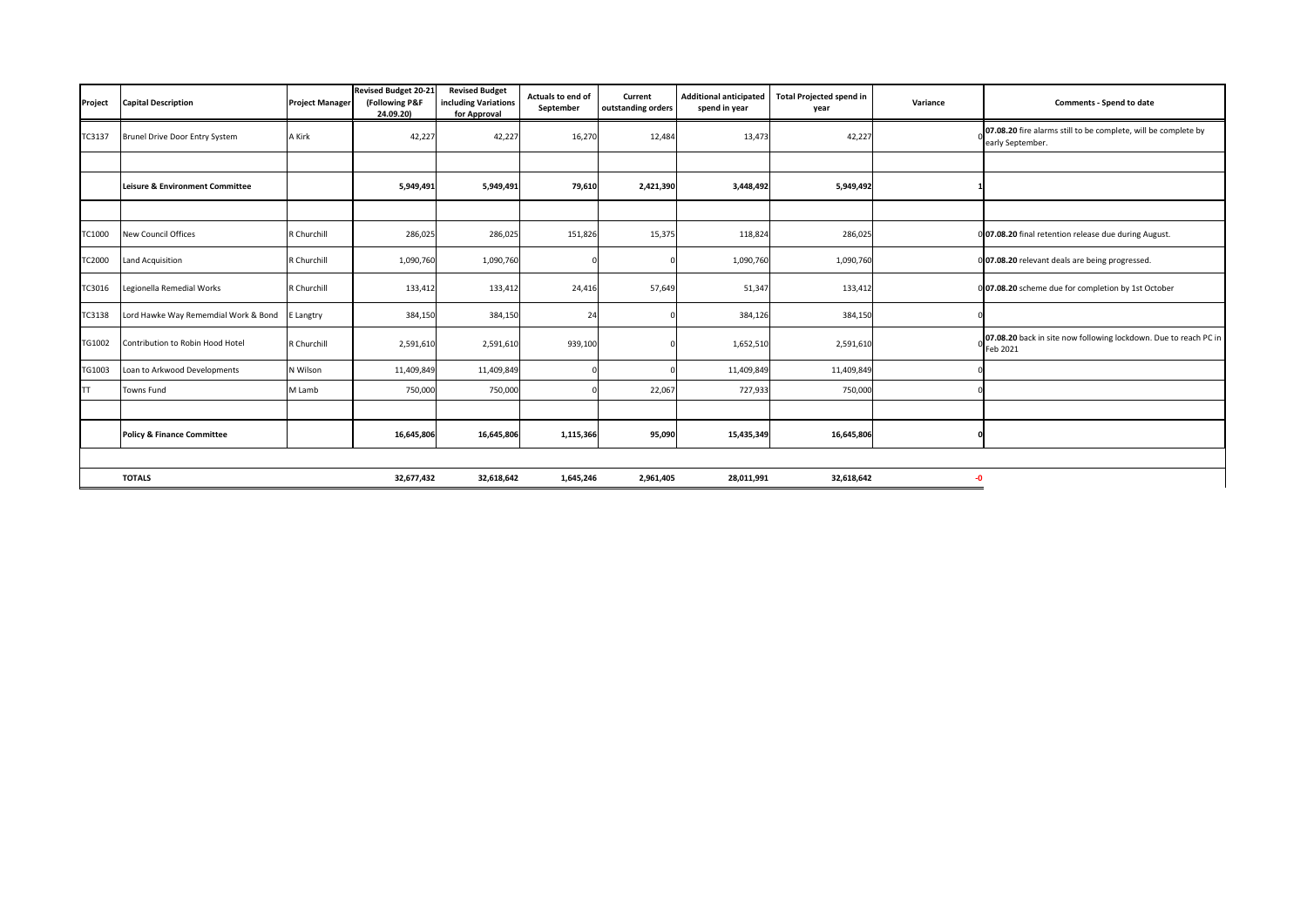| Project | Capital Description | Project Manager | Revised Budget 20-21 (Following P&F 24.09.20) | Revised Budget including Variations for Approval | Actuals to end of September | Current outstanding orders | Additional anticipated spend in year | Total Projected spend in year | Variance | Comments - Spend to date |
|---|---|---|---|---|---|---|---|---|---|---|
| TC3137 | Brunel Drive Door Entry System | A Kirk | 42,227 | 42,227 | 16,270 | 12,484 | 13,473 | 42,227 | 0 | **07.08.20** fire alarms still to be complete, will be complete by early September. |
| | | | | | | | | | | |
| | **Leisure & Environment Committee** | | **5,949,491** | **5,949,491** | **79,610** | **2,421,390** | **3,448,492** | **5,949,492** | **1** | |
| | | | | | | | | | | |
| TC1000 | New Council Offices | R Churchill | 286,025 | 286,025 | 151,826 | 15,375 | 118,824 | 286,025 | 0 | **07.08.20** final retention release due during August. |
| TC2000 | Land Acquisition | R Churchill | 1,090,760 | 1,090,760 | 0 | 0 | 1,090,760 | 1,090,760 | 0 | **07.08.20** relevant deals are being progressed. |
| TC3016 | Legionella Remedial Works | R Churchill | 133,412 | 133,412 | 24,416 | 57,649 | 51,347 | 133,412 | 0 | **07.08.20** scheme due for completion by 1st October |
| TC3138 | Lord Hawke Way Rememdial Work & Bond | E Langtry | 384,150 | 384,150 | 24 | 0 | 384,126 | 384,150 | 0 | |
| TG1002 | Contribution to Robin Hood Hotel | R Churchill | 2,591,610 | 2,591,610 | 939,100 | 0 | 1,652,510 | 2,591,610 | 0 | **07.08.20** back in site now following lockdown. Due to reach PC in Feb 2021 |
| TG1003 | Loan to Arkwood Developments | N Wilson | 11,409,849 | 11,409,849 | 0 | 0 | 11,409,849 | 11,409,849 | 0 | |
| TT | Towns Fund | M Lamb | 750,000 | 750,000 | 0 | 22,067 | 727,933 | 750,000 | 0 | |
| | | | | | | | | | | |
| | **Policy & Finance Committee** | | **16,645,806** | **16,645,806** | **1,115,366** | **95,090** | **15,435,349** | **16,645,806** | **0** | |
| | | | | | | | | | | |
| | **TOTALS** | | **32,677,432** | **32,618,642** | **1,645,246** | **2,961,405** | **28,011,991** | **32,618,642** | **-0** | |